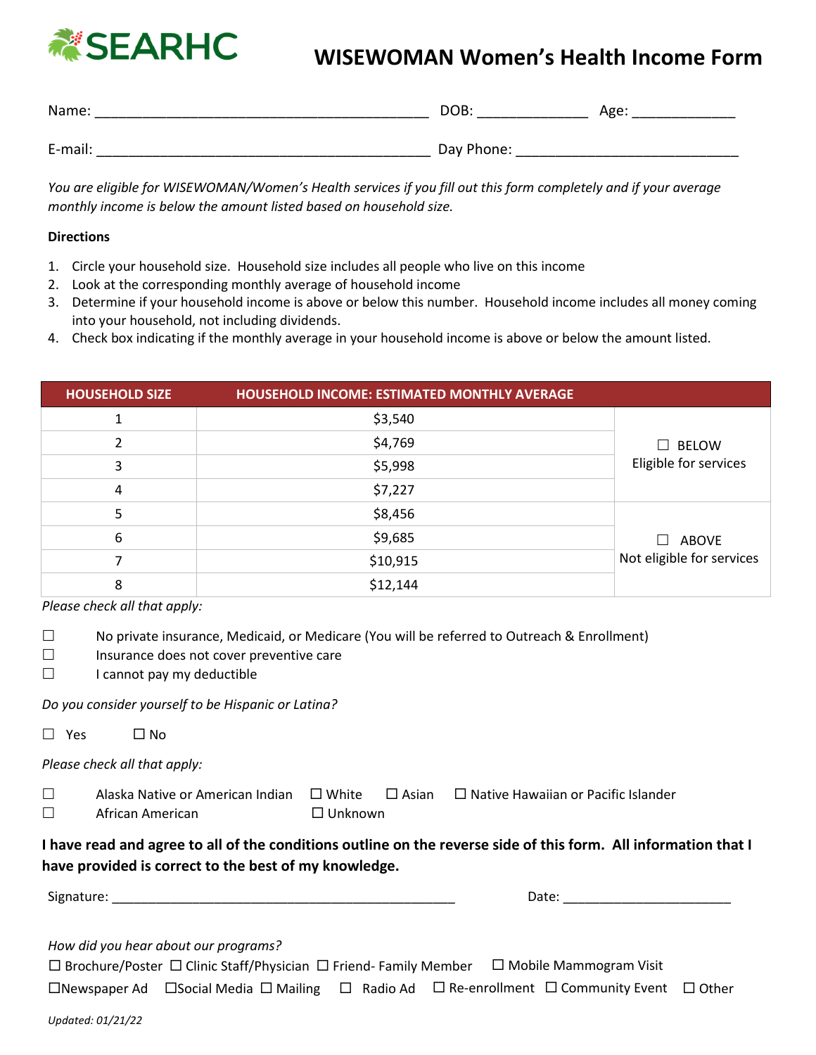SEARHC

# WISEWOMAN Women's Health Income Form

Name: ___________________________________________ DOB: ______________ Age: _____________

E-mail: ___________________________________________ Day Phone: ____________________________

*You are eligible for WISEWOMAN/Women's Health services if you fill out this form completely and if your average monthly income is below the amount listed based on household size.*

**Directions**

1. Circle your household size. Household size includes all people who live on this income
2. Look at the corresponding monthly average of household income
3. Determine if your household income is above or below this number. Household income includes all money coming into your household, not including dividends.
4. Check box indicating if the monthly average in your household income is above or below the amount listed.

| HOUSEHOLD SIZE | HOUSEHOLD INCOME: ESTIMATED MONTHLY AVERAGE | |
|---|---|---|
| 1 | $3,540 | ☐ BELOW Eligible for services |
| 2 | $4,769 | |
| 3 | $5,998 | |
| 4 | $7,227 | |
| 5 | $8,456 | ☐ ABOVE Not eligible for services |
| 6 | $9,685 | |
| 7 | $10,915 | |
| 8 | $12,144 | |

*Please check all that apply:*

☐ No private insurance, Medicaid, or Medicare (You will be referred to Outreach & Enrollment)
☐ Insurance does not cover preventive care
☐ I cannot pay my deductible

*Do you consider yourself to be Hispanic or Latina?*

☐ Yes ☐ No

*Please check all that apply:*

☐ Alaska Native or American Indian ☐ White ☐ Asian ☐ Native Hawaiian or Pacific Islander
☐ African American ☐ Unknown

**I have read and agree to all of the conditions outline on the reverse side of this form. All information that I have provided is correct to the best of my knowledge.**

Signature: _________________________________________________ Date: _______________________

*How did you hear about our programs?*

☐ Brochure/Poster ☐ Clinic Staff/Physician ☐ Friend- Family Member ☐ Mobile Mammogram Visit
☐Newspaper Ad ☐Social Media ☐ Mailing ☐ Radio Ad ☐ Re-enrollment ☐ Community Event ☐ Other

*Updated: 01/21/22*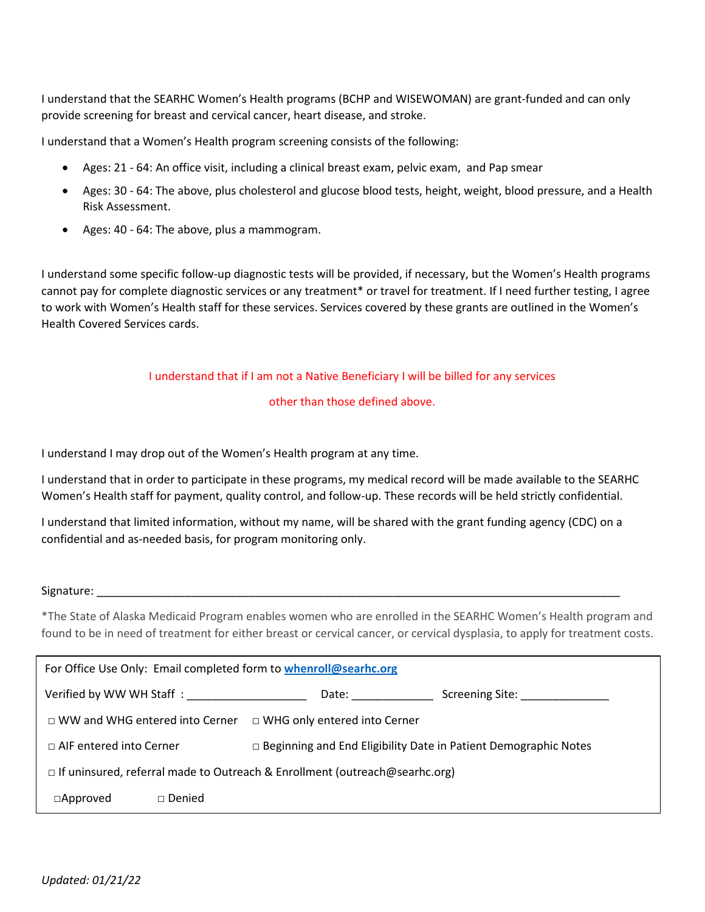I understand that the SEARHC Women's Health programs (BCHP and WISEWOMAN) are grant-funded and can only provide screening for breast and cervical cancer, heart disease, and stroke.

I understand that a Women's Health program screening consists of the following:

- Ages: 21 - 64: An office visit, including a clinical breast exam, pelvic exam, and Pap smear
- Ages: 30 - 64: The above, plus cholesterol and glucose blood tests, height, weight, blood pressure, and a Health Risk Assessment.
- Ages: 40 - 64: The above, plus a mammogram.

I understand some specific follow-up diagnostic tests will be provided, if necessary, but the Women's Health programs cannot pay for complete diagnostic services or any treatment* or travel for treatment. If I need further testing, I agree to work with Women's Health staff for these services. Services covered by these grants are outlined in the Women's Health Covered Services cards.

I understand that if I am not a Native Beneficiary I will be billed for any services

other than those defined above.

I understand I may drop out of the Women's Health program at any time.

I understand that in order to participate in these programs, my medical record will be made available to the SEARHC Women's Health staff for payment, quality control, and follow-up. These records will be held strictly confidential.

I understand that limited information, without my name, will be shared with the grant funding agency (CDC) on a confidential and as-needed basis, for program monitoring only.

Signature: ______________________________________________________________________________

*The State of Alaska Medicaid Program enables women who are enrolled in the SEARHC Women's Health program and found to be in need of treatment for either breast or cervical cancer, or cervical dysplasia, to apply for treatment costs.

For Office Use Only: Email completed form to **whenroll@searhc.org**

Verified by WW WH Staff : ___________________ Date: _____________ Screening Site: ______________

□ WW and WHG entered into Cerner □ WHG only entered into Cerner

□ AIF entered into Cerner □ Beginning and End Eligibility Date in Patient Demographic Notes

□ If uninsured, referral made to Outreach & Enrollment (outreach@searhc.org)

□Approved □ Denied

*Updated: 01/21/22*